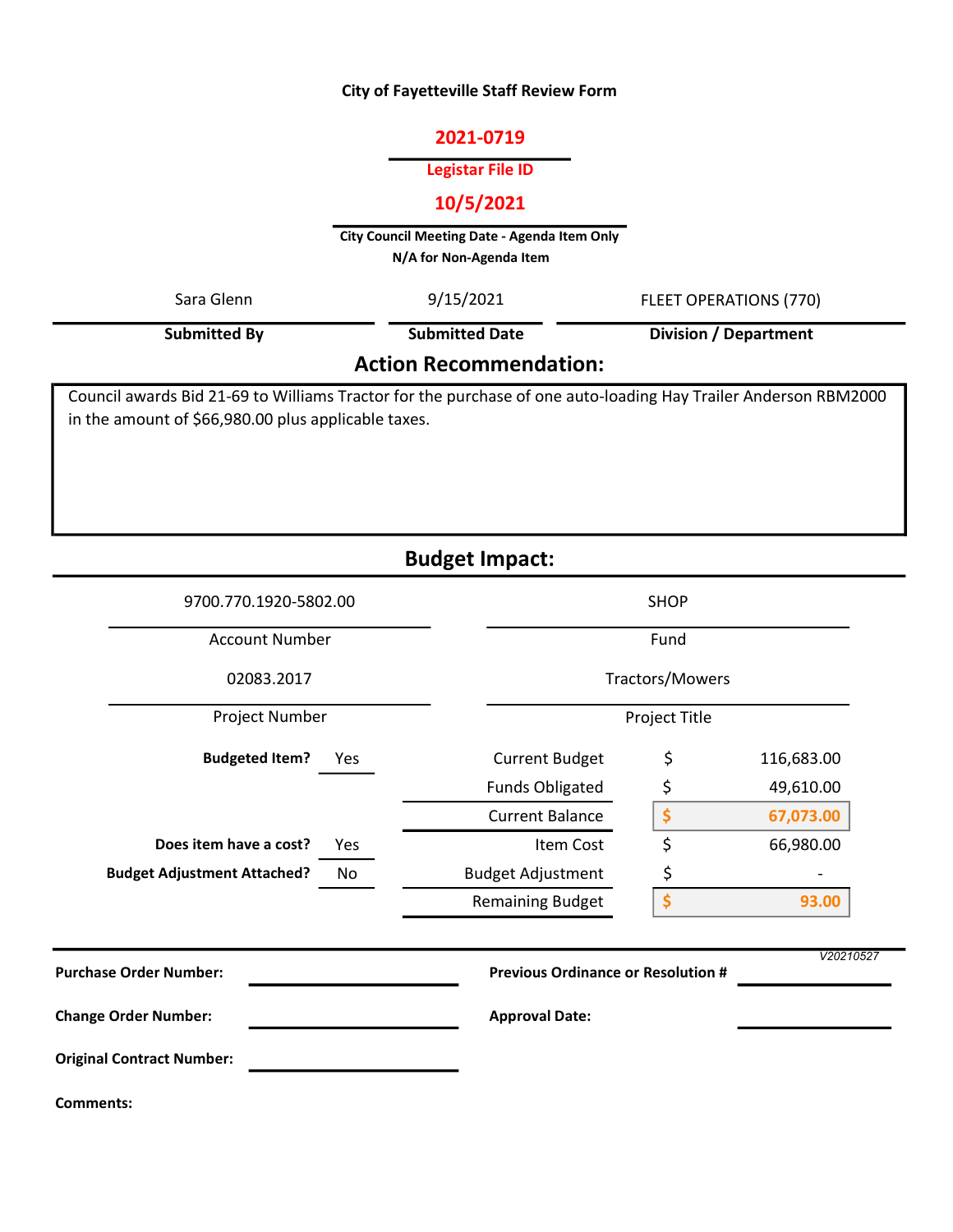# City of Fayetteville Staff Review Form

**2021-0719**

**Legistar File ID**

**10/5/2021**

**City Council Meeting Date - Agenda Item Only**
**N/A for Non-Agenda Item**

| Submitted By | Submitted Date | Division / Department |
|---|---|---|
| Sara Glenn | 9/15/2021 | FLEET OPERATIONS (770) |

## Action Recommendation:

Council awards Bid 21-69 to Williams Tractor for the purchase of one auto-loading Hay Trailer Anderson RBM2000 in the amount of $66,980.00 plus applicable taxes.

## Budget Impact:

| Account Number | Fund |
|---|---|
| 9700.770.1920-5802.00 | SHOP |

| Project Number | Project Title |
|---|---|
| 02083.2017 | Tractors/Mowers |

| | | | | |
|---|---|---|---|---|
| **Budgeted Item?** | Yes | Current Budget | $ | 116,683.00 |
| | | Funds Obligated | $ | 49,610.00 |
| | | Current Balance | $ | 67,073.00 |
| **Does item have a cost?** | Yes | Item Cost | $ | 66,980.00 |
| **Budget Adjustment Attached?** | No | Budget Adjustment | $ | - |
| | | Remaining Budget | $ | 93.00 |

*V20210527*

**Purchase Order Number:** 

**Previous Ordinance or Resolution #** 

**Change Order Number:** 

**Approval Date:** 

**Original Contract Number:** 

**Comments:**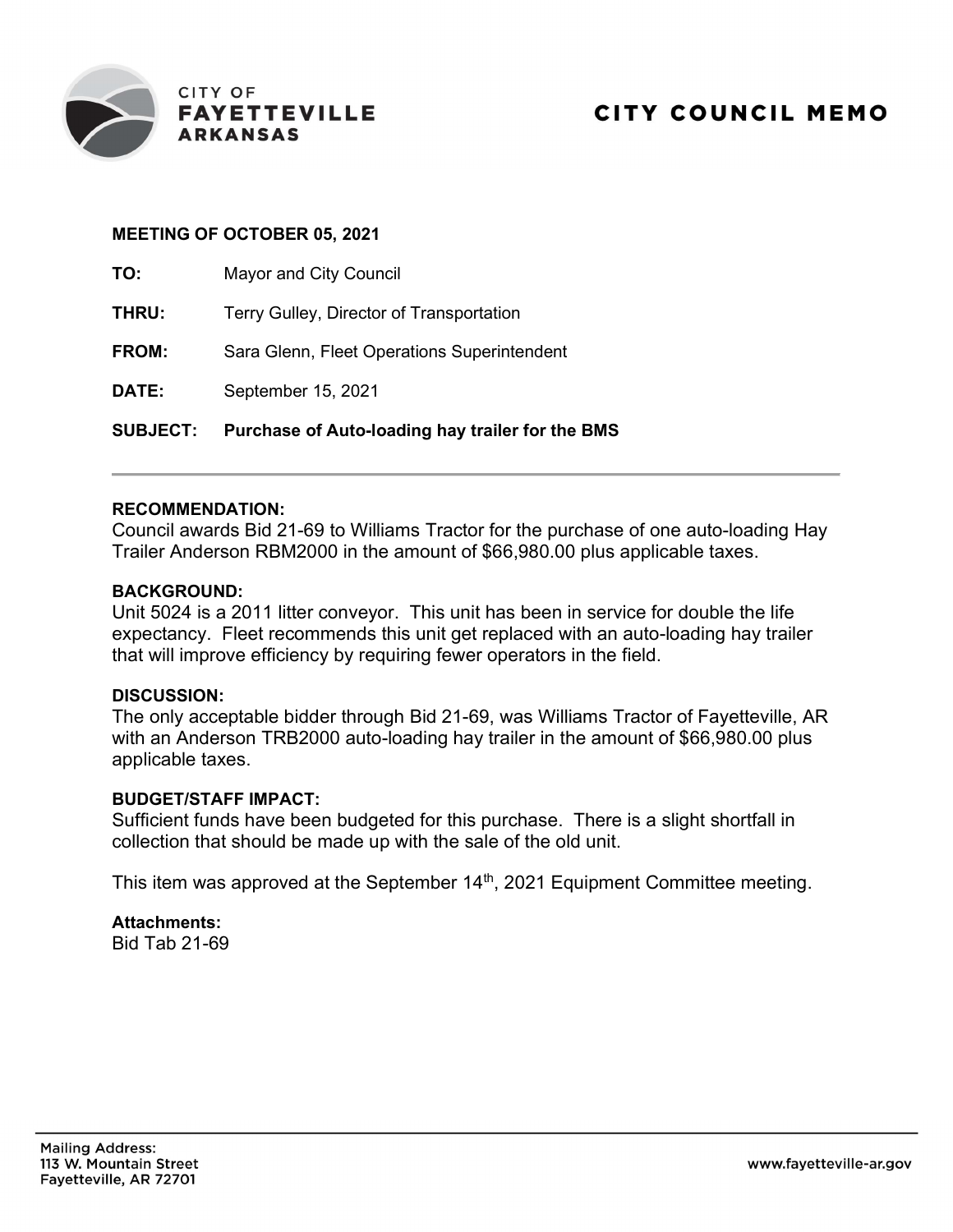CITY OF
**FAYETTEVILLE**
**ARKANSAS**

# CITY COUNCIL MEMO

**MEETING OF OCTOBER 05, 2021**

**TO:** Mayor and City Council

**THRU:** Terry Gulley, Director of Transportation

**FROM:** Sara Glenn, Fleet Operations Superintendent

**DATE:** September 15, 2021

**SUBJECT:** **Purchase of Auto-loading hay trailer for the BMS**

---

**RECOMMENDATION:**
Council awards Bid 21-69 to Williams Tractor for the purchase of one auto-loading Hay Trailer Anderson RBM2000 in the amount of $66,980.00 plus applicable taxes.

**BACKGROUND:**
Unit 5024 is a 2011 litter conveyor. This unit has been in service for double the life expectancy. Fleet recommends this unit get replaced with an auto-loading hay trailer that will improve efficiency by requiring fewer operators in the field.

**DISCUSSION:**
The only acceptable bidder through Bid 21-69, was Williams Tractor of Fayetteville, AR with an Anderson TRB2000 auto-loading hay trailer in the amount of $66,980.00 plus applicable taxes.

**BUDGET/STAFF IMPACT:**
Sufficient funds have been budgeted for this purchase. There is a slight shortfall in collection that should be made up with the sale of the old unit.

This item was approved at the September 14th, 2021 Equipment Committee meeting.

**Attachments:**
Bid Tab 21-69

Mailing Address:
113 W. Mountain Street
Fayetteville, AR 72701

www.fayetteville-ar.gov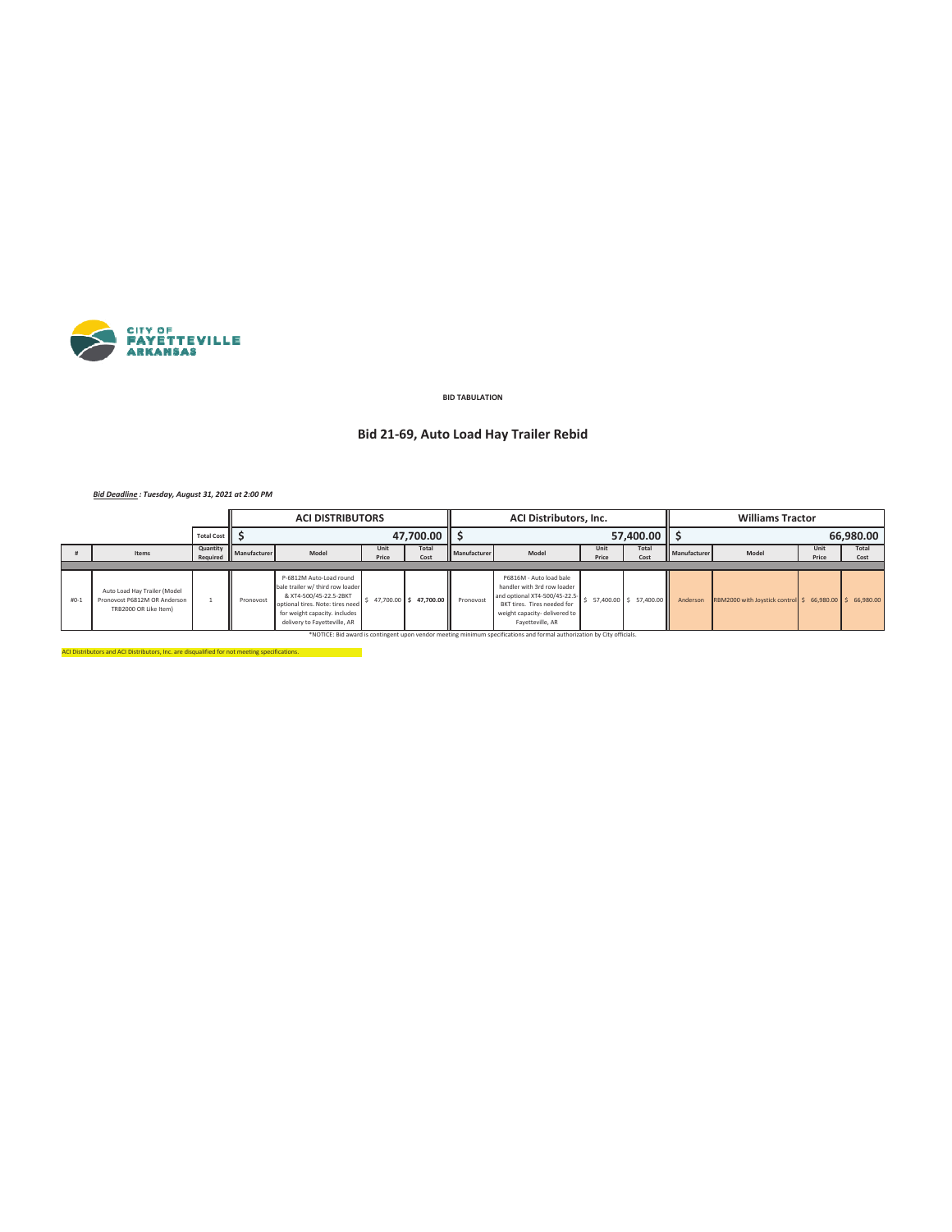CITY OF FAYETTEVILLE ARKANSAS

**BID TABULATION**

## Bid 21-69, Auto Load Hay Trailer Rebid

***Bid Deadline*** ***: Tuesday, August 31, 2021 at 2:00 PM***

| | | | ACI DISTRIBUTORS | | | | ACI Distributors, Inc. | | | | Williams Tractor | | | |
|---|---|---|---|---|---|---|---|---|---|---|---|---|---|---|
| | | Total Cost | $ | | | 47,700.00 | $ | | | 57,400.00 | $ | | | 66,980.00 |
| # | Items | Quantity Required | Manufacturer | Model | Unit Price | Total Cost | Manufacturer | Model | Unit Price | Total Cost | Manufacturer | Model | Unit Price | Total Cost |
| #0-1 | Auto Load Hay Trailer (Model Pronovost P6812M OR Anderson TR82000 OR Like Item) | 1 | Pronovost | P-6812M Auto-Load round bale trailer w/ third row loader & XT4-500/45-22.5-28KT optional tires. Note: tires need for weight capacity. includes delivery to Fayetteville, AR | $ 47,700.00 | $ 47,700.00 | Pronovost | P6816M - Auto load bale handler with 3rd row loader and optional XT4-500/45-22.5-BKT tires. Tires needed for weight capacity- delivered to Fayetteville, AR | $ 57,400.00 | $ 57,400.00 | Anderson | RBM2000 with Joystick control | $ 66,980.00 | $ 66,980.00 |

*NOTICE: Bid award is contingent upon vendor meeting minimum specifications and formal authorization by City officials.

ACI Distributors and ACI Distributors, Inc. are disqualified for not meeting specifications.